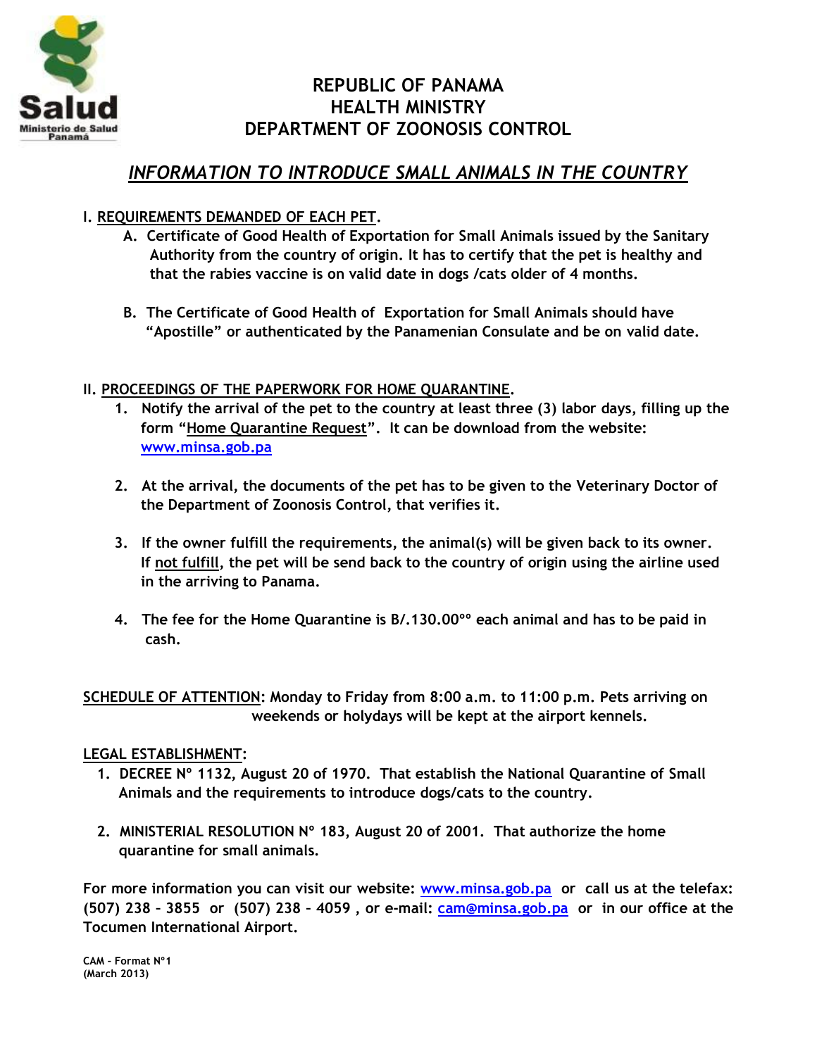# REPUBLIC OF PANAMA
# HEALTH MINISTRY
# DEPARTMENT OF ZOONOSIS CONTROL

## *INFORMATION TO INTRODUCE SMALL ANIMALS IN THE COUNTRY*

**I. REQUIREMENTS DEMANDED OF EACH PET.**

A. **Certificate of Good Health of Exportation for Small Animals issued by the Sanitary Authority from the country of origin. It has to certify that the pet is healthy and that the rabies vaccine is on valid date in dogs /cats older of 4 months.**

B. **The Certificate of Good Health of Exportation for Small Animals should have "Apostille" or authenticated by the Panamenian Consulate and be on valid date.**

**II. PROCEEDINGS OF THE PAPERWORK FOR HOME QUARANTINE.**

1. **Notify the arrival of the pet to the country at least three (3) labor days, filling up the form "Home Quarantine Request". It can be download from the website: www.minsa.gob.pa**

2. **At the arrival, the documents of the pet has to be given to the Veterinary Doctor of the Department of Zoonosis Control, that verifies it.**

3. **If the owner fulfill the requirements, the animal(s) will be given back to its owner. If not fulfill, the pet will be send back to the country of origin using the airline used in the arriving to Panama.**

4. **The fee for the Home Quarantine is B/.130.00°° each animal and has to be paid in cash.**

**SCHEDULE OF ATTENTION: Monday to Friday from 8:00 a.m. to 11:00 p.m. Pets arriving on weekends or holydays will be kept at the airport kennels.**

**LEGAL ESTABLISHMENT:**

1. **DECREE N° 1132, August 20 of 1970. That establish the National Quarantine of Small Animals and the requirements to introduce dogs/cats to the country.**

2. **MINISTERIAL RESOLUTION N° 183, August 20 of 2001. That authorize the home quarantine for small animals.**

**For more information you can visit our website: www.minsa.gob.pa or call us at the telefax: (507) 238 – 3855 or (507) 238 – 4059 , or e-mail: cam@minsa.gob.pa or in our office at the Tocumen International Airport.**

**CAM – Format N°1**
**(March 2013)**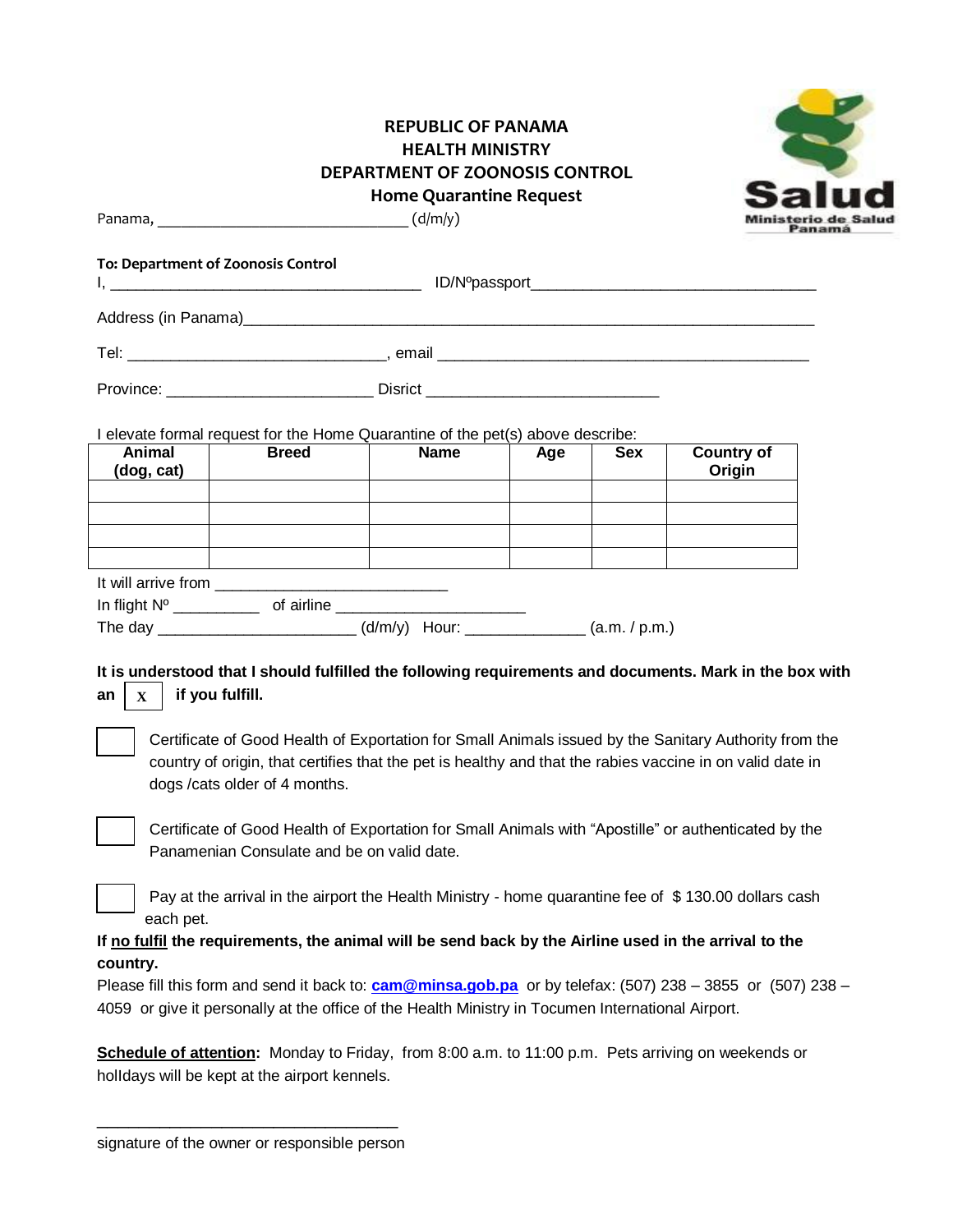**REPUBLIC OF PANAMA**
**HEALTH MINISTRY**
**DEPARTMENT OF ZOONOSIS CONTROL**
**Home Quarantine Request**

Panama, ______________________________ (d/m/y)

**To: Department of Zoonosis Control**

I, ____________________________________ ID/Nºpassport________________________________

Address (in Panama)_________________________________________________________________

Tel: ______________________________, email ____________________________________________

Province: ________________________ Disrict ___________________________

I elevate formal request for the Home Quarantine of the pet(s) above describe:

| Animal (dog, cat) | Breed | Name | Age | Sex | Country of Origin |
|---|---|---|---|---|---|
| | | | | | |
| | | | | | |
| | | | | | |
| | | | | | |

It will arrive from ___________________________

In flight Nº __________ of airline ______________________

The day ______________________ (d/m/y) Hour: _____________ (a.m. / p.m.)

**It is understood that I should fulfilled the following requirements and documents. Mark in the box with an [ x ] if you fulfill.**

- [ ] Certificate of Good Health of Exportation for Small Animals issued by the Sanitary Authority from the country of origin, that certifies that the pet is healthy and that the rabies vaccine in on valid date in dogs /cats older of 4 months.

- [ ] Certificate of Good Health of Exportation for Small Animals with "Apostille" or authenticated by the Panamenian Consulate and be on valid date.

- [ ] Pay at the arrival in the airport the Health Ministry - home quarantine fee of $ 130.00 dollars cash each pet.

**If no fulfil the requirements, the animal will be send back by the Airline used in the arrival to the country.**

Please fill this form and send it back to: **cam@minsa.gob.pa** or by telefax: (507) 238 – 3855 or (507) 238 – 4059 or give it personally at the office of the Health Ministry in Tocumen International Airport.

**Schedule of attention:** Monday to Friday, from 8:00 a.m. to 11:00 p.m. Pets arriving on weekends or holIdays will be kept at the airport kennels.

__________________________________

signature of the owner or responsible person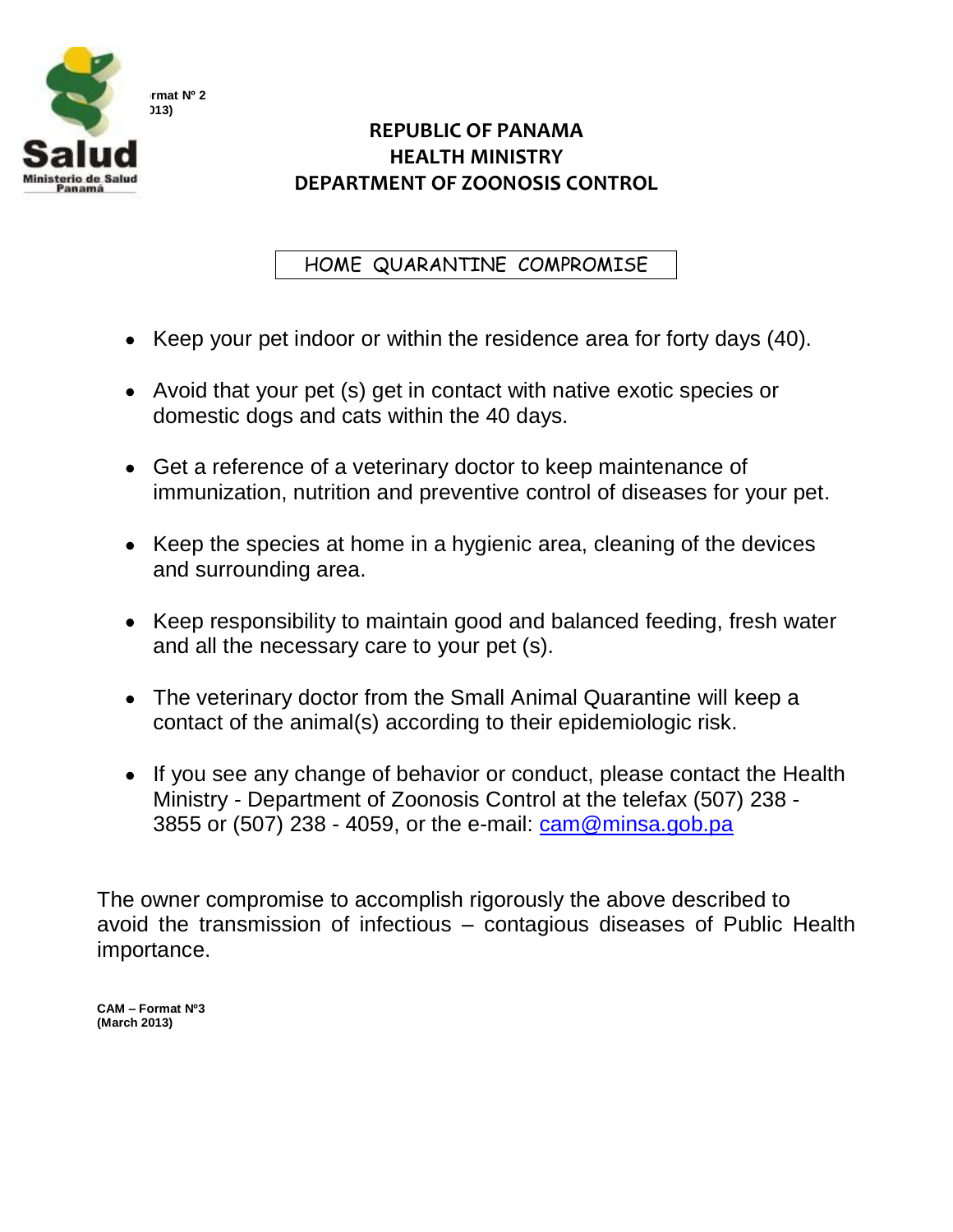rmat Nº 2
)13)

**REPUBLIC OF PANAMA**
**HEALTH MINISTRY**
**DEPARTMENT OF ZOONOSIS CONTROL**

## HOME QUARANTINE COMPROMISE

- Keep your pet indoor or within the residence area for forty days (40).
- Avoid that your pet (s) get in contact with native exotic species or domestic dogs and cats within the 40 days.
- Get a reference of a veterinary doctor to keep maintenance of immunization, nutrition and preventive control of diseases for your pet.
- Keep the species at home in a hygienic area, cleaning of the devices and surrounding area.
- Keep responsibility to maintain good and balanced feeding, fresh water and all the necessary care to your pet (s).
- The veterinary doctor from the Small Animal Quarantine will keep a contact of the animal(s) according to their epidemiologic risk.
- If you see any change of behavior or conduct, please contact the Health Ministry - Department of Zoonosis Control at the telefax (507) 238 - 3855 or (507) 238 - 4059, or the e-mail: cam@minsa.gob.pa

The owner compromise to accomplish rigorously the above described to avoid the transmission of infectious – contagious diseases of Public Health importance.

**CAM – Format Nº3**
**(March 2013)**